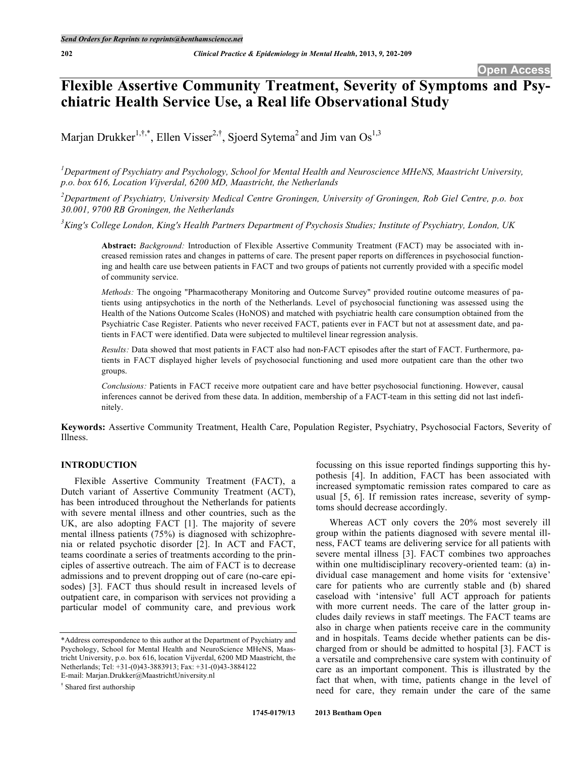# Flexible Assertive Community Treatment, Severity of Symptoms and Psychiatric Health Service Use, a Real life Observational Study

Marjan Drukker[1,†,*], Ellen Visser[2,†], Sjoerd Sytema[2] and Jim van Os[1,3]

[1]Department of Psychiatry and Psychology, School for Mental Health and Neuroscience MHeNS, Maastricht University, p.o. box 616, Location Vijverdal, 6200 MD, Maastricht, the Netherlands

[2]Department of Psychiatry, University Medical Centre Groningen, University of Groningen, Rob Giel Centre, p.o. box 30.001, 9700 RB Groningen, the Netherlands

[3]King's College London, King's Health Partners Department of Psychosis Studies; Institute of Psychiatry, London, UK

**Abstract:** *Background:* Introduction of Flexible Assertive Community Treatment (FACT) may be associated with increased remission rates and changes in patterns of care. The present paper reports on differences in psychosocial functioning and health care use between patients in FACT and two groups of patients not currently provided with a specific model of community service.

*Methods:* The ongoing "Pharmacotherapy Monitoring and Outcome Survey" provided routine outcome measures of patients using antipsychotics in the north of the Netherlands. Level of psychosocial functioning was assessed using the Health of the Nations Outcome Scales (HoNOS) and matched with psychiatric health care consumption obtained from the Psychiatric Case Register. Patients who never received FACT, patients ever in FACT but not at assessment date, and patients in FACT were identified. Data were subjected to multilevel linear regression analysis.

*Results:* Data showed that most patients in FACT also had non-FACT episodes after the start of FACT. Furthermore, patients in FACT displayed higher levels of psychosocial functioning and used more outpatient care than the other two groups.

*Conclusions:* Patients in FACT receive more outpatient care and have better psychosocial functioning. However, causal inferences cannot be derived from these data. In addition, membership of a FACT-team in this setting did not last indefinitely.

**Keywords:** Assertive Community Treatment, Health Care, Population Register, Psychiatry, Psychosocial Factors, Severity of Illness.

## INTRODUCTION

Flexible Assertive Community Treatment (FACT), a Dutch variant of Assertive Community Treatment (ACT), has been introduced throughout the Netherlands for patients with severe mental illness and other countries, such as the UK, are also adopting FACT [1]. The majority of severe mental illness patients (75%) is diagnosed with schizophrenia or related psychotic disorder [2]. In ACT and FACT, teams coordinate a series of treatments according to the principles of assertive outreach. The aim of FACT is to decrease admissions and to prevent dropping out of care (no-care episodes) [3]. FACT thus should result in increased levels of outpatient care, in comparison with services not providing a particular model of community care, and previous work focussing on this issue reported findings supporting this hypothesis [4]. In addition, FACT has been associated with increased symptomatic remission rates compared to care as usual [5, 6]. If remission rates increase, severity of symptoms should decrease accordingly.

Whereas ACT only covers the 20% most severely ill group within the patients diagnosed with severe mental illness, FACT teams are delivering service for all patients with severe mental illness [3]. FACT combines two approaches within one multidisciplinary recovery-oriented team: (a) individual case management and home visits for 'extensive' care for patients who are currently stable and (b) shared caseload with 'intensive' full ACT approach for patients with more current needs. The care of the latter group includes daily reviews in staff meetings. The FACT teams are also in charge when patients receive care in the community and in hospitals. Teams decide whether patients can be discharged from or should be admitted to hospital [3]. FACT is a versatile and comprehensive care system with continuity of care as an important component. This is illustrated by the fact that when, with time, patients change in the level of need for care, they remain under the care of the same

*Address correspondence to this author at the Department of Psychiatry and Psychology, School for Mental Health and NeuroScience MHeNS, Maastricht University, p.o. box 616, location Vijverdal, 6200 MD Maastricht, the Netherlands; Tel: +31-(0)43-3883913; Fax: +31-(0)43-3884122
E-mail: Marjan.Drukker@MaastrichtUniversity.nl

† Shared first authorship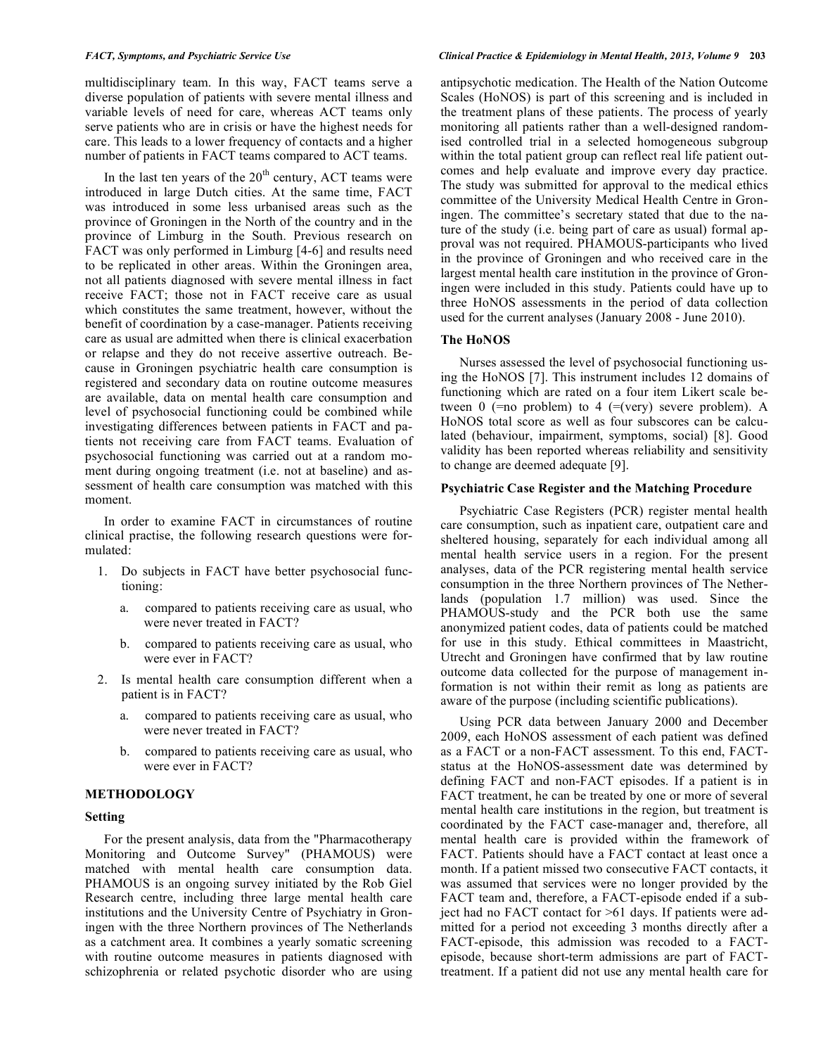multidisciplinary team. In this way, FACT teams serve a diverse population of patients with severe mental illness and variable levels of need for care, whereas ACT teams only serve patients who are in crisis or have the highest needs for care. This leads to a lower frequency of contacts and a higher number of patients in FACT teams compared to ACT teams.

In the last ten years of the 20th century, ACT teams were introduced in large Dutch cities. At the same time, FACT was introduced in some less urbanised areas such as the province of Groningen in the North of the country and in the province of Limburg in the South. Previous research on FACT was only performed in Limburg [4-6] and results need to be replicated in other areas. Within the Groningen area, not all patients diagnosed with severe mental illness in fact receive FACT; those not in FACT receive care as usual which constitutes the same treatment, however, without the benefit of coordination by a case-manager. Patients receiving care as usual are admitted when there is clinical exacerbation or relapse and they do not receive assertive outreach. Because in Groningen psychiatric health care consumption is registered and secondary data on routine outcome measures are available, data on mental health care consumption and level of psychosocial functioning could be combined while investigating differences between patients in FACT and patients not receiving care from FACT teams. Evaluation of psychosocial functioning was carried out at a random moment during ongoing treatment (i.e. not at baseline) and assessment of health care consumption was matched with this moment.

In order to examine FACT in circumstances of routine clinical practise, the following research questions were formulated:

1. Do subjects in FACT have better psychosocial functioning:
   a. compared to patients receiving care as usual, who were never treated in FACT?
   b. compared to patients receiving care as usual, who were ever in FACT?
2. Is mental health care consumption different when a patient is in FACT?
   a. compared to patients receiving care as usual, who were never treated in FACT?
   b. compared to patients receiving care as usual, who were ever in FACT?

## METHODOLOGY

### Setting

For the present analysis, data from the "Pharmacotherapy Monitoring and Outcome Survey" (PHAMOUS) were matched with mental health care consumption data. PHAMOUS is an ongoing survey initiated by the Rob Giel Research centre, including three large mental health care institutions and the University Centre of Psychiatry in Groningen with the three Northern provinces of The Netherlands as a catchment area. It combines a yearly somatic screening with routine outcome measures in patients diagnosed with schizophrenia or related psychotic disorder who are using antipsychotic medication. The Health of the Nation Outcome Scales (HoNOS) is part of this screening and is included in the treatment plans of these patients. The process of yearly monitoring all patients rather than a well-designed randomised controlled trial in a selected homogeneous subgroup within the total patient group can reflect real life patient outcomes and help evaluate and improve every day practice. The study was submitted for approval to the medical ethics committee of the University Medical Health Centre in Groningen. The committee's secretary stated that due to the nature of the study (i.e. being part of care as usual) formal approval was not required. PHAMOUS-participants who lived in the province of Groningen and who received care in the largest mental health care institution in the province of Groningen were included in this study. Patients could have up to three HoNOS assessments in the period of data collection used for the current analyses (January 2008 - June 2010).

### The HoNOS

Nurses assessed the level of psychosocial functioning using the HoNOS [7]. This instrument includes 12 domains of functioning which are rated on a four item Likert scale between 0 (=no problem) to 4 (=(very) severe problem). A HoNOS total score as well as four subscores can be calculated (behaviour, impairment, symptoms, social) [8]. Good validity has been reported whereas reliability and sensitivity to change are deemed adequate [9].

### Psychiatric Case Register and the Matching Procedure

Psychiatric Case Registers (PCR) register mental health care consumption, such as inpatient care, outpatient care and sheltered housing, separately for each individual among all mental health service users in a region. For the present analyses, data of the PCR registering mental health service consumption in the three Northern provinces of The Netherlands (population 1.7 million) was used. Since the PHAMOUS-study and the PCR both use the same anonymized patient codes, data of patients could be matched for use in this study. Ethical committees in Maastricht, Utrecht and Groningen have confirmed that by law routine outcome data collected for the purpose of management information is not within their remit as long as patients are aware of the purpose (including scientific publications).

Using PCR data between January 2000 and December 2009, each HoNOS assessment of each patient was defined as a FACT or a non-FACT assessment. To this end, FACT-status at the HoNOS-assessment date was determined by defining FACT and non-FACT episodes. If a patient is in FACT treatment, he can be treated by one or more of several mental health care institutions in the region, but treatment is coordinated by the FACT case-manager and, therefore, all mental health care is provided within the framework of FACT. Patients should have a FACT contact at least once a month. If a patient missed two consecutive FACT contacts, it was assumed that services were no longer provided by the FACT team and, therefore, a FACT-episode ended if a subject had no FACT contact for >61 days. If patients were admitted for a period not exceeding 3 months directly after a FACT-episode, this admission was recoded to a FACT-episode, because short-term admissions are part of FACT-treatment. If a patient did not use any mental health care for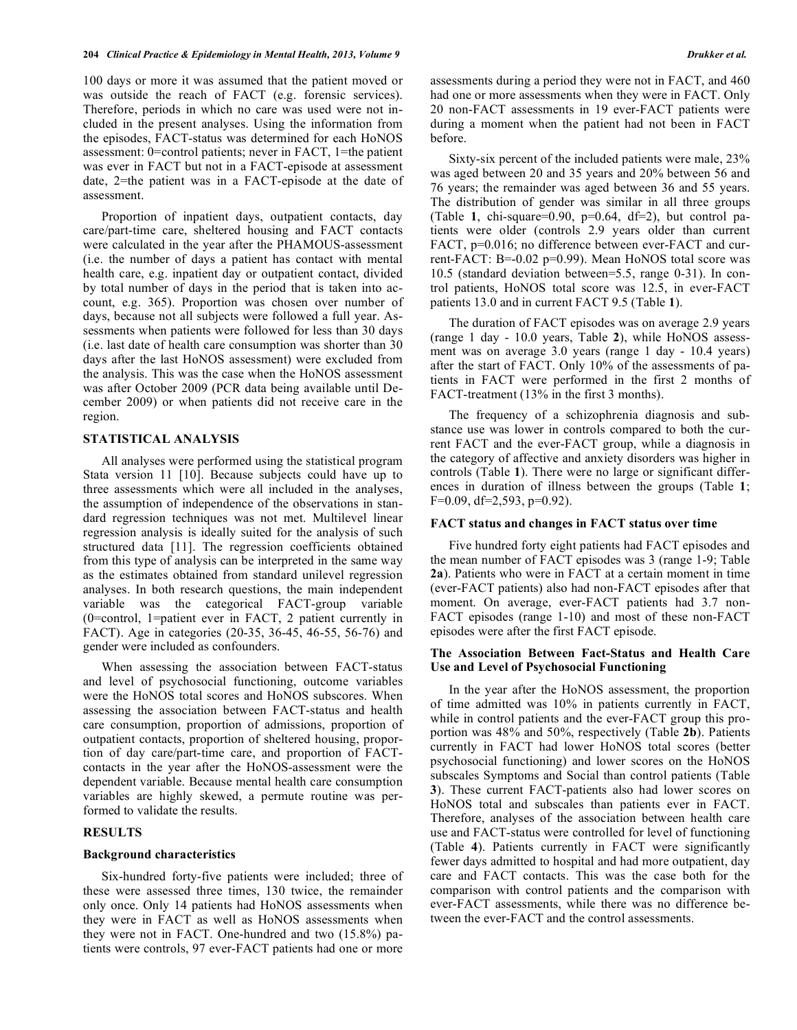100 days or more it was assumed that the patient moved or was outside the reach of FACT (e.g. forensic services). Therefore, periods in which no care was used were not included in the present analyses. Using the information from the episodes, FACT-status was determined for each HoNOS assessment: 0=control patients; never in FACT, 1=the patient was ever in FACT but not in a FACT-episode at assessment date, 2=the patient was in a FACT-episode at the date of assessment.

Proportion of inpatient days, outpatient contacts, day care/part-time care, sheltered housing and FACT contacts were calculated in the year after the PHAMOUS-assessment (i.e. the number of days a patient has contact with mental health care, e.g. inpatient day or outpatient contact, divided by total number of days in the period that is taken into account, e.g. 365). Proportion was chosen over number of days, because not all subjects were followed a full year. Assessments when patients were followed for less than 30 days (i.e. last date of health care consumption was shorter than 30 days after the last HoNOS assessment) were excluded from the analysis. This was the case when the HoNOS assessment was after October 2009 (PCR data being available until December 2009) or when patients did not receive care in the region.

## STATISTICAL ANALYSIS

All analyses were performed using the statistical program Stata version 11 [10]. Because subjects could have up to three assessments which were all included in the analyses, the assumption of independence of the observations in standard regression techniques was not met. Multilevel linear regression analysis is ideally suited for the analysis of such structured data [11]. The regression coefficients obtained from this type of analysis can be interpreted in the same way as the estimates obtained from standard unilevel regression analyses. In both research questions, the main independent variable was the categorical FACT-group variable (0=control, 1=patient ever in FACT, 2 patient currently in FACT). Age in categories (20-35, 36-45, 46-55, 56-76) and gender were included as confounders.

When assessing the association between FACT-status and level of psychosocial functioning, outcome variables were the HoNOS total scores and HoNOS subscores. When assessing the association between FACT-status and health care consumption, proportion of admissions, proportion of outpatient contacts, proportion of sheltered housing, proportion of day care/part-time care, and proportion of FACT-contacts in the year after the HoNOS-assessment were the dependent variable. Because mental health care consumption variables are highly skewed, a permute routine was performed to validate the results.

## RESULTS

### Background characteristics

Six-hundred forty-five patients were included; three of these were assessed three times, 130 twice, the remainder only once. Only 14 patients had HoNOS assessments when they were in FACT as well as HoNOS assessments when they were not in FACT. One-hundred and two (15.8%) patients were controls, 97 ever-FACT patients had one or more assessments during a period they were not in FACT, and 460 had one or more assessments when they were in FACT. Only 20 non-FACT assessments in 19 ever-FACT patients were during a moment when the patient had not been in FACT before.

Sixty-six percent of the included patients were male, 23% was aged between 20 and 35 years and 20% between 56 and 76 years; the remainder was aged between 36 and 55 years. The distribution of gender was similar in all three groups (Table **1**, chi-square=0.90, p=0.64, df=2), but control patients were older (controls 2.9 years older than current FACT, p=0.016; no difference between ever-FACT and current-FACT: B=-0.02 p=0.99). Mean HoNOS total score was 10.5 (standard deviation between=5.5, range 0-31). In control patients, HoNOS total score was 12.5, in ever-FACT patients 13.0 and in current FACT 9.5 (Table **1**).

The duration of FACT episodes was on average 2.9 years (range 1 day - 10.0 years, Table **2**), while HoNOS assessment was on average 3.0 years (range 1 day - 10.4 years) after the start of FACT. Only 10% of the assessments of patients in FACT were performed in the first 2 months of FACT-treatment (13% in the first 3 months).

The frequency of a schizophrenia diagnosis and substance use was lower in controls compared to both the current FACT and the ever-FACT group, while a diagnosis in the category of affective and anxiety disorders was higher in controls (Table **1**). There were no large or significant differences in duration of illness between the groups (Table **1**; F=0.09, df=2,593, p=0.92).

### FACT status and changes in FACT status over time

Five hundred forty eight patients had FACT episodes and the mean number of FACT episodes was 3 (range 1-9; Table **2a**). Patients who were in FACT at a certain moment in time (ever-FACT patients) also had non-FACT episodes after that moment. On average, ever-FACT patients had 3.7 non-FACT episodes (range 1-10) and most of these non-FACT episodes were after the first FACT episode.

### The Association Between Fact-Status and Health Care Use and Level of Psychosocial Functioning

In the year after the HoNOS assessment, the proportion of time admitted was 10% in patients currently in FACT, while in control patients and the ever-FACT group this proportion was 48% and 50%, respectively (Table **2b**). Patients currently in FACT had lower HoNOS total scores (better psychosocial functioning) and lower scores on the HoNOS subscales Symptoms and Social than control patients (Table **3**). These current FACT-patients also had lower scores on HoNOS total and subscales than patients ever in FACT. Therefore, analyses of the association between health care use and FACT-status were controlled for level of functioning (Table **4**). Patients currently in FACT were significantly fewer days admitted to hospital and had more outpatient, day care and FACT contacts. This was the case both for the comparison with control patients and the comparison with ever-FACT assessments, while there was no difference between the ever-FACT and the control assessments.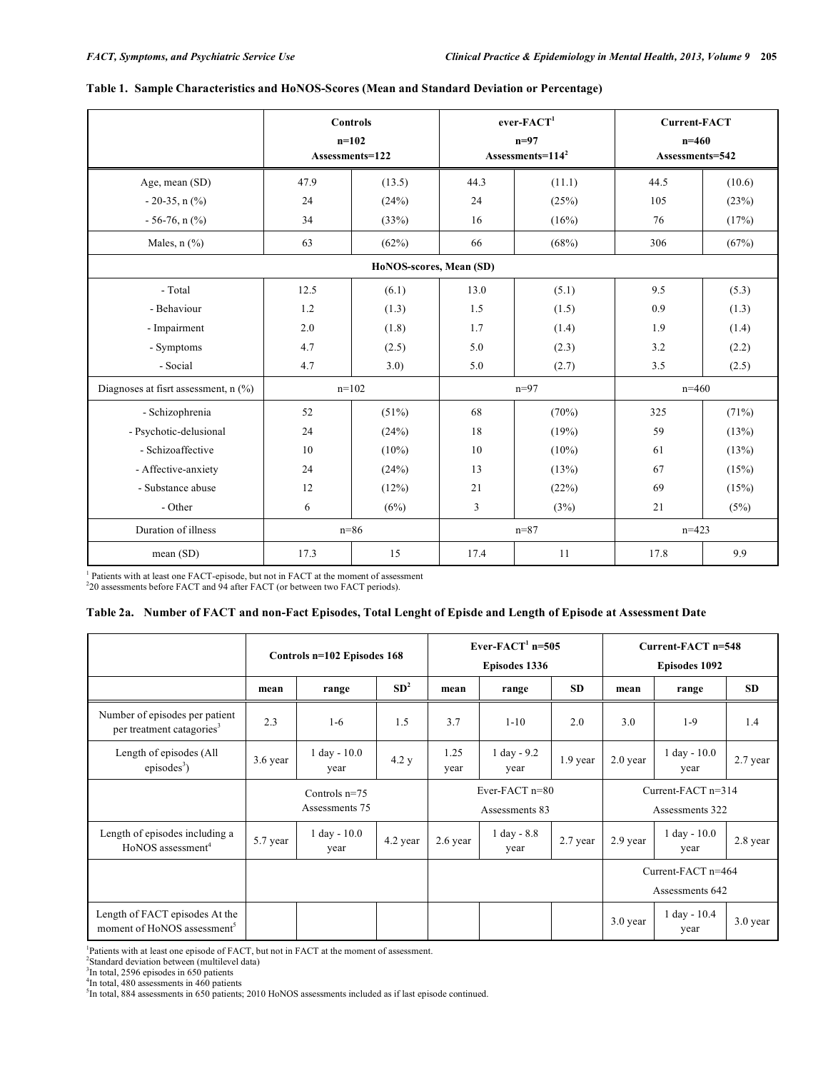**Table 1. Sample Characteristics and HoNOS-Scores (Mean and Standard Deviation or Percentage)**

| | Controls n=102 Assessments=122 | | ever-FACT[1] n=97 Assessments=114[2] | | Current-FACT n=460 Assessments=542 | |
|---|---|---|---|---|---|---|
| Age, mean (SD) | 47.9 | (13.5) | 44.3 | (11.1) | 44.5 | (10.6) |
| - 20-35, n (%) | 24 | (24%) | 24 | (25%) | 105 | (23%) |
| - 56-76, n (%) | 34 | (33%) | 16 | (16%) | 76 | (17%) |
| Males, n (%) | 63 | (62%) | 66 | (68%) | 306 | (67%) |
| **HoNOS-scores, Mean (SD)** | | | | | | |
| - Total | 12.5 | (6.1) | 13.0 | (5.1) | 9.5 | (5.3) |
| - Behaviour | 1.2 | (1.3) | 1.5 | (1.5) | 0.9 | (1.3) |
| - Impairment | 2.0 | (1.8) | 1.7 | (1.4) | 1.9 | (1.4) |
| - Symptoms | 4.7 | (2.5) | 5.0 | (2.3) | 3.2 | (2.2) |
| - Social | 4.7 | 3.0) | 5.0 | (2.7) | 3.5 | (2.5) |
| Diagnoses at fisrt assessment, n (%) | n=102 | | n=97 | | n=460 | |
| - Schizophrenia | 52 | (51%) | 68 | (70%) | 325 | (71%) |
| - Psychotic-delusional | 24 | (24%) | 18 | (19%) | 59 | (13%) |
| - Schizoaffective | 10 | (10%) | 10 | (10%) | 61 | (13%) |
| - Affective-anxiety | 24 | (24%) | 13 | (13%) | 67 | (15%) |
| - Substance abuse | 12 | (12%) | 21 | (22%) | 69 | (15%) |
| - Other | 6 | (6%) | 3 | (3%) | 21 | (5%) |
| Duration of illness | n=86 | | n=87 | | n=423 | |
| mean (SD) | 17.3 | 15 | 17.4 | 11 | 17.8 | 9.9 |

[1] Patients with at least one FACT-episode, but not in FACT at the moment of assessment
[2] 20 assessments before FACT and 94 after FACT (or between two FACT periods).

**Table 2a. Number of FACT and non-Fact Episodes, Total Lenght of Episde and Length of Episode at Assessment Date**

| | Controls n=102 Episodes 168 | | | Ever-FACT[1] n=505 Episodes 1336 | | | Current-FACT n=548 Episodes 1092 | | |
|---|---|---|---|---|---|---|---|---|---|
| | mean | range | SD[2] | mean | range | SD | mean | range | SD |
| Number of episodes per patient per treatment catagories[3] | 2.3 | 1-6 | 1.5 | 3.7 | 1-10 | 2.0 | 3.0 | 1-9 | 1.4 |
| Length of episodes (All episodes[3]) | 3.6 year | 1 day - 10.0 year | 4.2 y | 1.25 year | 1 day - 9.2 year | 1.9 year | 2.0 year | 1 day - 10.0 year | 2.7 year |
| | Controls n=75 Assessments 75 | | | Ever-FACT n=80 Assessments 83 | | | Current-FACT n=314 Assessments 322 | | |
| Length of episodes including a HoNOS assessment[4] | 5.7 year | 1 day - 10.0 year | 4.2 year | 2.6 year | 1 day - 8.8 year | 2.7 year | 2.9 year | 1 day - 10.0 year | 2.8 year |
| | | | | | | | Current-FACT n=464 Assessments 642 | | |
| Length of FACT episodes At the moment of HoNOS assessment[5] | | | | | | | 3.0 year | 1 day - 10.4 year | 3.0 year |

[1] Patients with at least one episode of FACT, but not in FACT at the moment of assessment.
[2] Standard deviation between (multilevel data)
[3] In total, 2596 episodes in 650 patients
[4] In total, 480 assessments in 460 patients
[5] In total, 884 assessments in 650 patients; 2010 HoNOS assessments included as if last episode continued.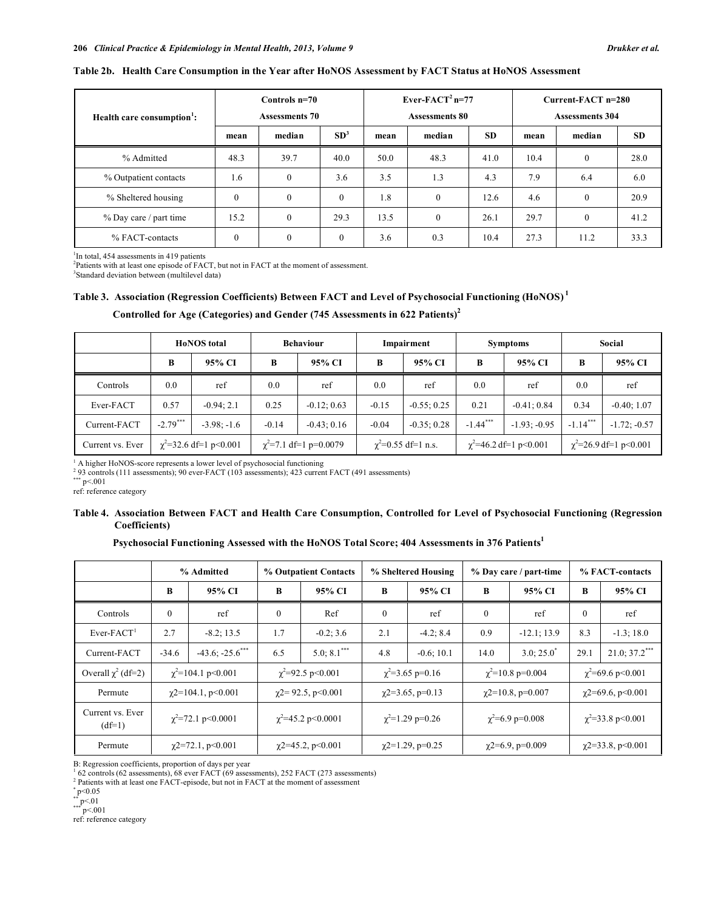**Table 2b. Health Care Consumption in the Year after HoNOS Assessment by FACT Status at HoNOS Assessment**

| Health care consumption[1]: | Controls n=70 Assessments 70 | | | Ever-FACT[2] n=77 Assessments 80 | | | Current-FACT n=280 Assessments 304 | | |
|---|---|---|---|---|---|---|---|---|---|
| | mean | median | SD[3] | mean | median | SD | mean | median | SD |
| % Admitted | 48.3 | 39.7 | 40.0 | 50.0 | 48.3 | 41.0 | 10.4 | 0 | 28.0 |
| % Outpatient contacts | 1.6 | 0 | 3.6 | 3.5 | 1.3 | 4.3 | 7.9 | 6.4 | 6.0 |
| % Sheltered housing | 0 | 0 | 0 | 1.8 | 0 | 12.6 | 4.6 | 0 | 20.9 |
| % Day care / part time | 15.2 | 0 | 29.3 | 13.5 | 0 | 26.1 | 29.7 | 0 | 41.2 |
| % FACT-contacts | 0 | 0 | 0 | 3.6 | 0.3 | 10.4 | 27.3 | 11.2 | 33.3 |

[1]In total, 454 assessments in 419 patients
[2]Patients with at least one episode of FACT, but not in FACT at the moment of assessment.
[3]Standard deviation between (multilevel data)

**Table 3. Association (Regression Coefficients) Between FACT and Level of Psychosocial Functioning (HoNOS)[1] Controlled for Age (Categories) and Gender (745 Assessments in 622 Patients)[2]**

| | HoNOS total | | Behaviour | | Impairment | | Symptoms | | Social | |
|---|---|---|---|---|---|---|---|---|---|---|
| | B | 95% CI | B | 95% CI | B | 95% CI | B | 95% CI | B | 95% CI |
| Controls | 0.0 | ref | 0.0 | ref | 0.0 | ref | 0.0 | ref | 0.0 | ref |
| Ever-FACT | 0.57 | -0.94; 2.1 | 0.25 | -0.12; 0.63 | -0.15 | -0.55; 0.25 | 0.21 | -0.41; 0.84 | 0.34 | -0.40; 1.07 |
| Current-FACT | -2.79*** | -3.98; -1.6 | -0.14 | -0.43; 0.16 | -0.04 | -0.35; 0.28 | -1.44*** | -1.93; -0.95 | -1.14*** | -1.72; -0.57 |
| Current vs. Ever | $\chi^2$=32.6 df=1 p<0.001 | | $\chi^2$=7.1 df=1 p=0.0079 | | $\chi^2$=0.55 df=1 n.s. | | $\chi^2$=46.2 df=1 p<0.001 | | $\chi^2$=26.9 df=1 p<0.001 | |

[1] A higher HoNOS-score represents a lower level of psychosocial functioning
[2] 93 controls (111 assessments); 90 ever-FACT (103 assessments); 423 current FACT (491 assessments)
*** p<.001
ref: reference category

**Table 4. Association Between FACT and Health Care Consumption, Controlled for Level of Psychosocial Functioning (Regression Coefficients)**

**Psychosocial Functioning Assessed with the HoNOS Total Score; 404 Assessments in 376 Patients[1]**

| | % Admitted | | % Outpatient Contacts | | % Sheltered Housing | | % Day care / part-time | | % FACT-contacts | |
|---|---|---|---|---|---|---|---|---|---|---|
| | B | 95% CI | B | 95% CI | B | 95% CI | B | 95% CI | B | 95% CI |
| Controls | 0 | ref | 0 | Ref | 0 | ref | 0 | ref | 0 | ref |
| Ever-FACT[1] | 2.7 | -8.2; 13.5 | 1.7 | -0.2; 3.6 | 2.1 | -4.2; 8.4 | 0.9 | -12.1; 13.9 | 8.3 | -1.3; 18.0 |
| Current-FACT | -34.6 | -43.6; -25.6*** | 6.5 | 5.0; 8.1*** | 4.8 | -0.6; 10.1 | 14.0 | 3.0; 25.0* | 29.1 | 21.0; 37.2*** |
| Overall $\chi^2$ (df=2) | $\chi^2$=104.1 p<0.001 | | $\chi^2$=92.5 p<0.001 | | $\chi^2$=3.65 p=0.16 | | $\chi^2$=10.8 p=0.004 | | $\chi^2$=69.6 p<0.001 | |
| Permute | χ2=104.1, p<0.001 | | χ2= 92.5, p<0.001 | | χ2=3.65, p=0.13 | | χ2=10.8, p=0.007 | | χ2=69.6, p<0.001 | |
| Current vs. Ever (df=1) | $\chi^2$=72.1 p<0.0001 | | $\chi^2$=45.2 p<0.0001 | | $\chi^2$=1.29 p=0.26 | | $\chi^2$=6.9 p=0.008 | | $\chi^2$=33.8 p<0.001 | |
| Permute | χ2=72.1, p<0.001 | | χ2=45.2, p<0.001 | | χ2=1.29, p=0.25 | | χ2=6.9, p=0.009 | | χ2=33.8, p<0.001 | |

B: Regression coefficients, proportion of days per year
[1] 62 controls (62 assessments), 68 ever FACT (69 assessments), 252 FACT (273 assessments)
[2] Patients with at least one FACT-episode, but not in FACT at the moment of assessment
* p<0.05
** p<.01
*** p<.001
ref: reference category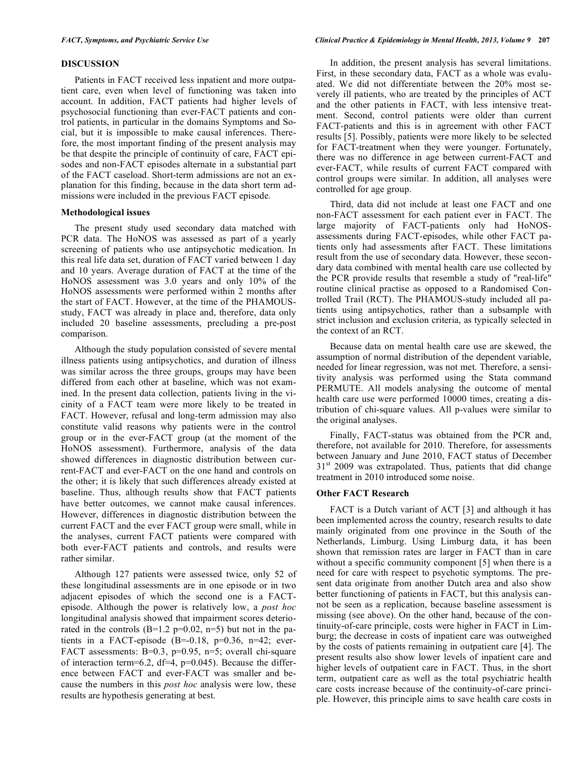## DISCUSSION

Patients in FACT received less inpatient and more outpatient care, even when level of functioning was taken into account. In addition, FACT patients had higher levels of psychosocial functioning than ever-FACT patients and control patients, in particular in the domains Symptoms and Social, but it is impossible to make causal inferences. Therefore, the most important finding of the present analysis may be that despite the principle of continuity of care, FACT episodes and non-FACT episodes alternate in a substantial part of the FACT caseload. Short-term admissions are not an explanation for this finding, because in the data short term admissions were included in the previous FACT episode.

### Methodological issues

The present study used secondary data matched with PCR data. The HoNOS was assessed as part of a yearly screening of patients who use antipsychotic medication. In this real life data set, duration of FACT varied between 1 day and 10 years. Average duration of FACT at the time of the HoNOS assessment was 3.0 years and only 10% of the HoNOS assessments were performed within 2 months after the start of FACT. However, at the time of the PHAMOUS-study, FACT was already in place and, therefore, data only included 20 baseline assessments, precluding a pre-post comparison.

Although the study population consisted of severe mental illness patients using antipsychotics, and duration of illness was similar across the three groups, groups may have been differed from each other at baseline, which was not examined. In the present data collection, patients living in the vicinity of a FACT team were more likely to be treated in FACT. However, refusal and long-term admission may also constitute valid reasons why patients were in the control group or in the ever-FACT group (at the moment of the HoNOS assessment). Furthermore, analysis of the data showed differences in diagnostic distribution between current-FACT and ever-FACT on the one hand and controls on the other; it is likely that such differences already existed at baseline. Thus, although results show that FACT patients have better outcomes, we cannot make causal inferences. However, differences in diagnostic distribution between the current FACT and the ever FACT group were small, while in the analyses, current FACT patients were compared with both ever-FACT patients and controls, and results were rather similar.

Although 127 patients were assessed twice, only 52 of these longitudinal assessments are in one episode or in two adjacent episodes of which the second one is a FACT-episode. Although the power is relatively low, a *post hoc* longitudinal analysis showed that impairment scores deteriorated in the controls ($B=1.2$ $p=0.02$, $n=5$) but not in the patients in a FACT-episode ($B=-0.18$, $p=0.36$, $n=42$; ever-FACT assessments: $B=0.3$, $p=0.95$, $n=5$; overall chi-square of interaction term=6.2, $df=4$, $p=0.045$). Because the difference between FACT and ever-FACT was smaller and because the numbers in this *post hoc* analysis were low, these results are hypothesis generating at best.

In addition, the present analysis has several limitations. First, in these secondary data, FACT as a whole was evaluated. We did not differentiate between the 20% most severely ill patients, who are treated by the principles of ACT and the other patients in FACT, with less intensive treatment. Second, control patients were older than current FACT-patients and this is in agreement with other FACT results [5]. Possibly, patients were more likely to be selected for FACT-treatment when they were younger. Fortunately, there was no difference in age between current-FACT and ever-FACT, while results of current FACT compared with control groups were similar. In addition, all analyses were controlled for age group.

Third, data did not include at least one FACT and one non-FACT assessment for each patient ever in FACT. The large majority of FACT-patients only had HoNOS-assessments during FACT-episodes, while other FACT patients only had assessments after FACT. These limitations result from the use of secondary data. However, these secondary data combined with mental health care use collected by the PCR provide results that resemble a study of "real-life" routine clinical practise as opposed to a Randomised Controlled Trail (RCT). The PHAMOUS-study included all patients using antipsychotics, rather than a subsample with strict inclusion and exclusion criteria, as typically selected in the context of an RCT.

Because data on mental health care use are skewed, the assumption of normal distribution of the dependent variable, needed for linear regression, was not met. Therefore, a sensitivity analysis was performed using the Stata command PERMUTE. All models analysing the outcome of mental health care use were performed 10000 times, creating a distribution of chi-square values. All p-values were similar to the original analyses.

Finally, FACT-status was obtained from the PCR and, therefore, not available for 2010. Therefore, for assessments between January and June 2010, FACT status of December 31st 2009 was extrapolated. Thus, patients that did change treatment in 2010 introduced some noise.

### Other FACT Research

FACT is a Dutch variant of ACT [3] and although it has been implemented across the country, research results to date mainly originated from one province in the South of the Netherlands, Limburg. Using Limburg data, it has been shown that remission rates are larger in FACT than in care without a specific community component [5] when there is a need for care with respect to psychotic symptoms. The present data originate from another Dutch area and also show better functioning of patients in FACT, but this analysis cannot be seen as a replication, because baseline assessment is missing (see above). On the other hand, because of the continuity-of-care principle, costs were higher in FACT in Limburg; the decrease in costs of inpatient care was outweighed by the costs of patients remaining in outpatient care [4]. The present results also show lower levels of inpatient care and higher levels of outpatient care in FACT. Thus, in the short term, outpatient care as well as the total psychiatric health care costs increase because of the continuity-of-care principle. However, this principle aims to save health care costs in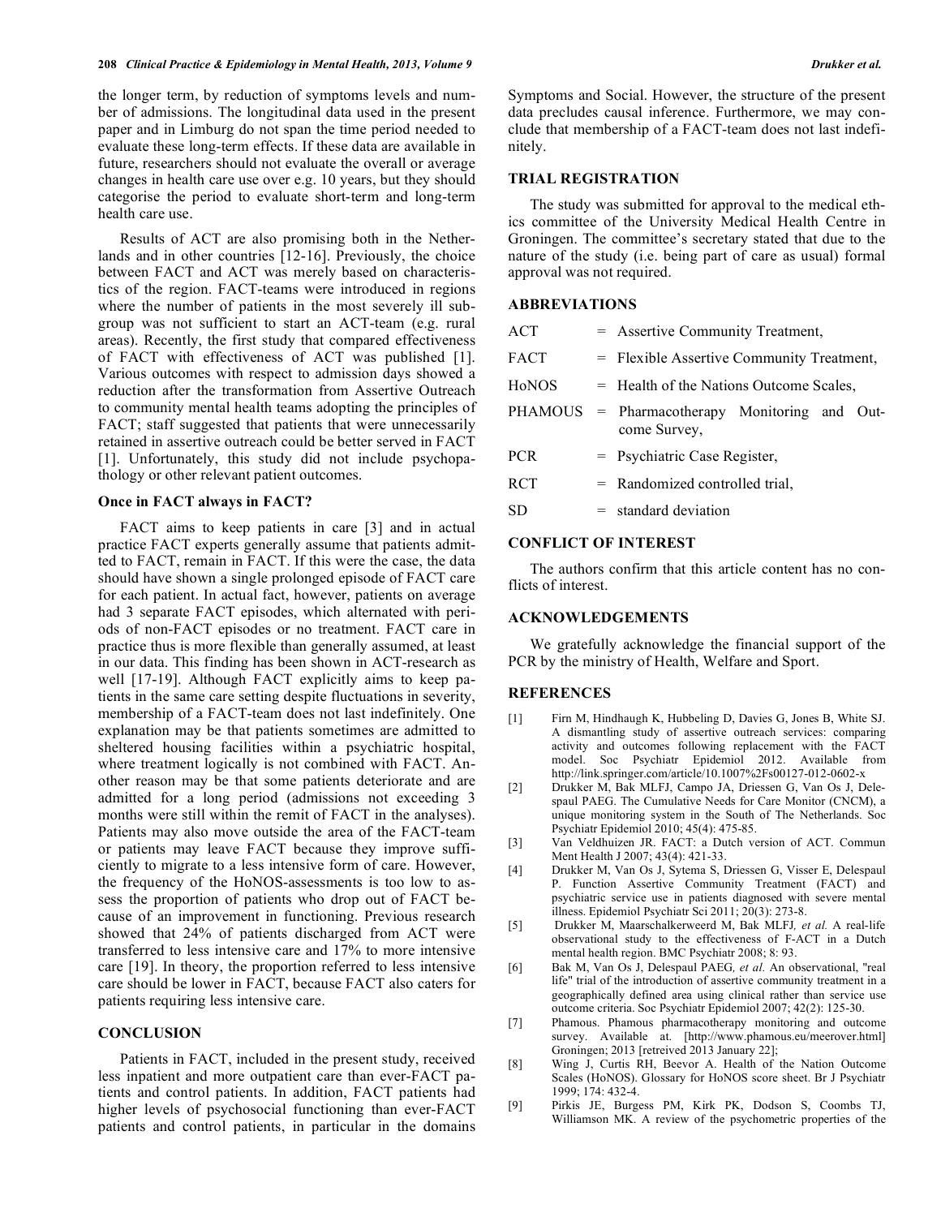the longer term, by reduction of symptoms levels and number of admissions. The longitudinal data used in the present paper and in Limburg do not span the time period needed to evaluate these long-term effects. If these data are available in future, researchers should not evaluate the overall or average changes in health care use over e.g. 10 years, but they should categorise the period to evaluate short-term and long-term health care use.

Results of ACT are also promising both in the Netherlands and in other countries [12-16]. Previously, the choice between FACT and ACT was merely based on characteristics of the region. FACT-teams were introduced in regions where the number of patients in the most severely ill subgroup was not sufficient to start an ACT-team (e.g. rural areas). Recently, the first study that compared effectiveness of FACT with effectiveness of ACT was published [1]. Various outcomes with respect to admission days showed a reduction after the transformation from Assertive Outreach to community mental health teams adopting the principles of FACT; staff suggested that patients that were unnecessarily retained in assertive outreach could be better served in FACT [1]. Unfortunately, this study did not include psychopathology or other relevant patient outcomes.

### Once in FACT always in FACT?

FACT aims to keep patients in care [3] and in actual practice FACT experts generally assume that patients admitted to FACT, remain in FACT. If this were the case, the data should have shown a single prolonged episode of FACT care for each patient. In actual fact, however, patients on average had 3 separate FACT episodes, which alternated with periods of non-FACT episodes or no treatment. FACT care in practice thus is more flexible than generally assumed, at least in our data. This finding has been shown in ACT-research as well [17-19]. Although FACT explicitly aims to keep patients in the same care setting despite fluctuations in severity, membership of a FACT-team does not last indefinitely. One explanation may be that patients sometimes are admitted to sheltered housing facilities within a psychiatric hospital, where treatment logically is not combined with FACT. Another reason may be that some patients deteriorate and are admitted for a long period (admissions not exceeding 3 months were still within the remit of FACT in the analyses). Patients may also move outside the area of the FACT-team or patients may leave FACT because they improve sufficiently to migrate to a less intensive form of care. However, the frequency of the HoNOS-assessments is too low to assess the proportion of patients who drop out of FACT because of an improvement in functioning. Previous research showed that 24% of patients discharged from ACT were transferred to less intensive care and 17% to more intensive care [19]. In theory, the proportion referred to less intensive care should be lower in FACT, because FACT also caters for patients requiring less intensive care.

## CONCLUSION

Patients in FACT, included in the present study, received less inpatient and more outpatient care than ever-FACT patients and control patients. In addition, FACT patients had higher levels of psychosocial functioning than ever-FACT patients and control patients, in particular in the domains Symptoms and Social. However, the structure of the present data precludes causal inference. Furthermore, we may conclude that membership of a FACT-team does not last indefinitely.

## TRIAL REGISTRATION

The study was submitted for approval to the medical ethics committee of the University Medical Health Centre in Groningen. The committee's secretary stated that due to the nature of the study (i.e. being part of care as usual) formal approval was not required.

## ABBREVIATIONS

| | | |
|---|---|---|
| ACT | = | Assertive Community Treatment, |
| FACT | = | Flexible Assertive Community Treatment, |
| HoNOS | = | Health of the Nations Outcome Scales, |
| PHAMOUS | = | Pharmacotherapy Monitoring and Outcome Survey, |
| PCR | = | Psychiatric Case Register, |
| RCT | = | Randomized controlled trial, |
| SD | = | standard deviation |

## CONFLICT OF INTEREST

The authors confirm that this article content has no conflicts of interest.

## ACKNOWLEDGEMENTS

We gratefully acknowledge the financial support of the PCR by the ministry of Health, Welfare and Sport.

## REFERENCES

[1] Firn M, Hindhaugh K, Hubbeling D, Davies G, Jones B, White SJ. A dismantling study of assertive outreach services: comparing activity and outcomes following replacement with the FACT model. Soc Psychiatr Epidemiol 2012. Available from http://link.springer.com/article/10.1007%2Fs00127-012-0602-x

[2] Drukker M, Bak MLFJ, Campo JA, Driessen G, Van Os J, Delespaul PAEG. The Cumulative Needs for Care Monitor (CNCM), a unique monitoring system in the South of The Netherlands. Soc Psychiatr Epidemiol 2010; 45(4): 475-85.

[3] Van Veldhuizen JR. FACT: a Dutch version of ACT. Commun Ment Health J 2007; 43(4): 421-33.

[4] Drukker M, Van Os J, Sytema S, Driessen G, Visser E, Delespaul P. Function Assertive Community Treatment (FACT) and psychiatric service use in patients diagnosed with severe mental illness. Epidemiol Psychiatr Sci 2011; 20(3): 273-8.

[5] Drukker M, Maarschalkerweerd M, Bak MLFJ, *et al.* A real-life observational study to the effectiveness of F-ACT in a Dutch mental health region. BMC Psychiatr 2008; 8: 93.

[6] Bak M, Van Os J, Delespaul PAEG, *et al.* An observational, "real life" trial of the introduction of assertive community treatment in a geographically defined area using clinical rather than service use outcome criteria. Soc Psychiatr Epidemiol 2007; 42(2): 125-30.

[7] Phamous. Phamous pharmacotherapy monitoring and outcome survey. Available at. [http://www.phamous.eu/meerover.html] Groningen; 2013 [retreived 2013 January 22];

[8] Wing J, Curtis RH, Beevor A. Health of the Nation Outcome Scales (HoNOS). Glossary for HoNOS score sheet. Br J Psychiatr 1999; 174: 432-4.

[9] Pirkis JE, Burgess PM, Kirk PK, Dodson S, Coombs TJ, Williamson MK. A review of the psychometric properties of the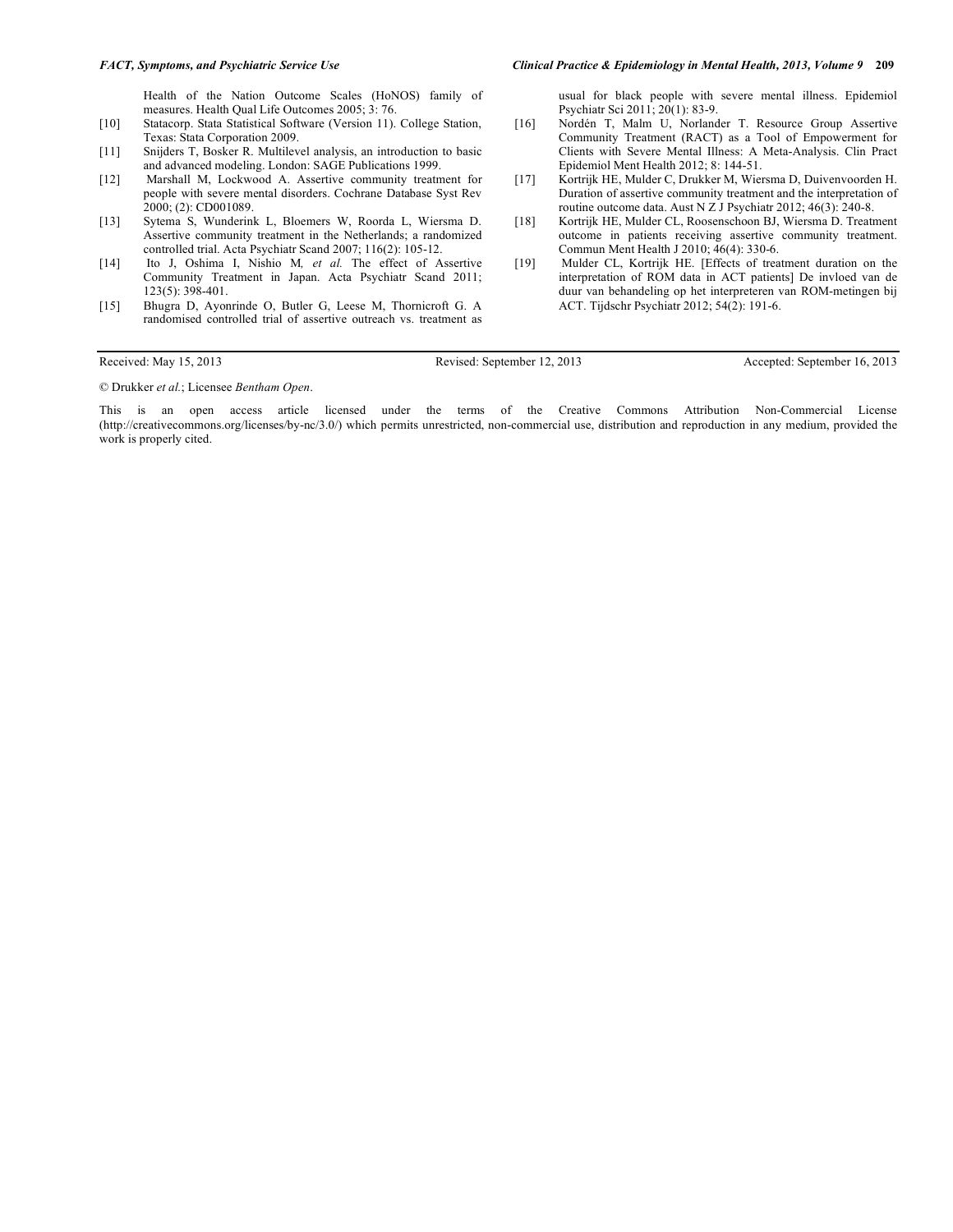Health of the Nation Outcome Scales (HoNOS) family of measures. Health Qual Life Outcomes 2005; 3: 76.

[10] Statacorp. Stata Statistical Software (Version 11). College Station, Texas: Stata Corporation 2009.

[11] Snijders T, Bosker R. Multilevel analysis, an introduction to basic and advanced modeling. London: SAGE Publications 1999.

[12] Marshall M, Lockwood A. Assertive community treatment for people with severe mental disorders. Cochrane Database Syst Rev 2000; (2): CD001089.

[13] Sytema S, Wunderink L, Bloemers W, Roorda L, Wiersma D. Assertive community treatment in the Netherlands; a randomized controlled trial. Acta Psychiatr Scand 2007; 116(2): 105-12.

[14] Ito J, Oshima I, Nishio M*, et al.* The effect of Assertive Community Treatment in Japan. Acta Psychiatr Scand 2011; 123(5): 398-401.

[15] Bhugra D, Ayonrinde O, Butler G, Leese M, Thornicroft G. A randomised controlled trial of assertive outreach vs. treatment as usual for black people with severe mental illness. Epidemiol Psychiatr Sci 2011; 20(1): 83-9.

[16] Nordén T, Malm U, Norlander T. Resource Group Assertive Community Treatment (RACT) as a Tool of Empowerment for Clients with Severe Mental Illness: A Meta-Analysis. Clin Pract Epidemiol Ment Health 2012; 8: 144-51.

[17] Kortrijk HE, Mulder C, Drukker M, Wiersma D, Duivenvoorden H. Duration of assertive community treatment and the interpretation of routine outcome data. Aust N Z J Psychiatr 2012; 46(3): 240-8.

[18] Kortrijk HE, Mulder CL, Roosenschoon BJ, Wiersma D. Treatment outcome in patients receiving assertive community treatment. Commun Ment Health J 2010; 46(4): 330-6.

[19] Mulder CL, Kortrijk HE. [Effects of treatment duration on the interpretation of ROM data in ACT patients] De invloed van de duur van behandeling op het interpreteren van ROM-metingen bij ACT. Tijdschr Psychiatr 2012; 54(2): 191-6.

Received: May 15, 2013 Revised: September 12, 2013 Accepted: September 16, 2013

© Drukker *et al.*; Licensee *Bentham Open*.

This is an open access article licensed under the terms of the Creative Commons Attribution Non-Commercial License (http://creativecommons.org/licenses/by-nc/3.0/) which permits unrestricted, non-commercial use, distribution and reproduction in any medium, provided the work is properly cited.